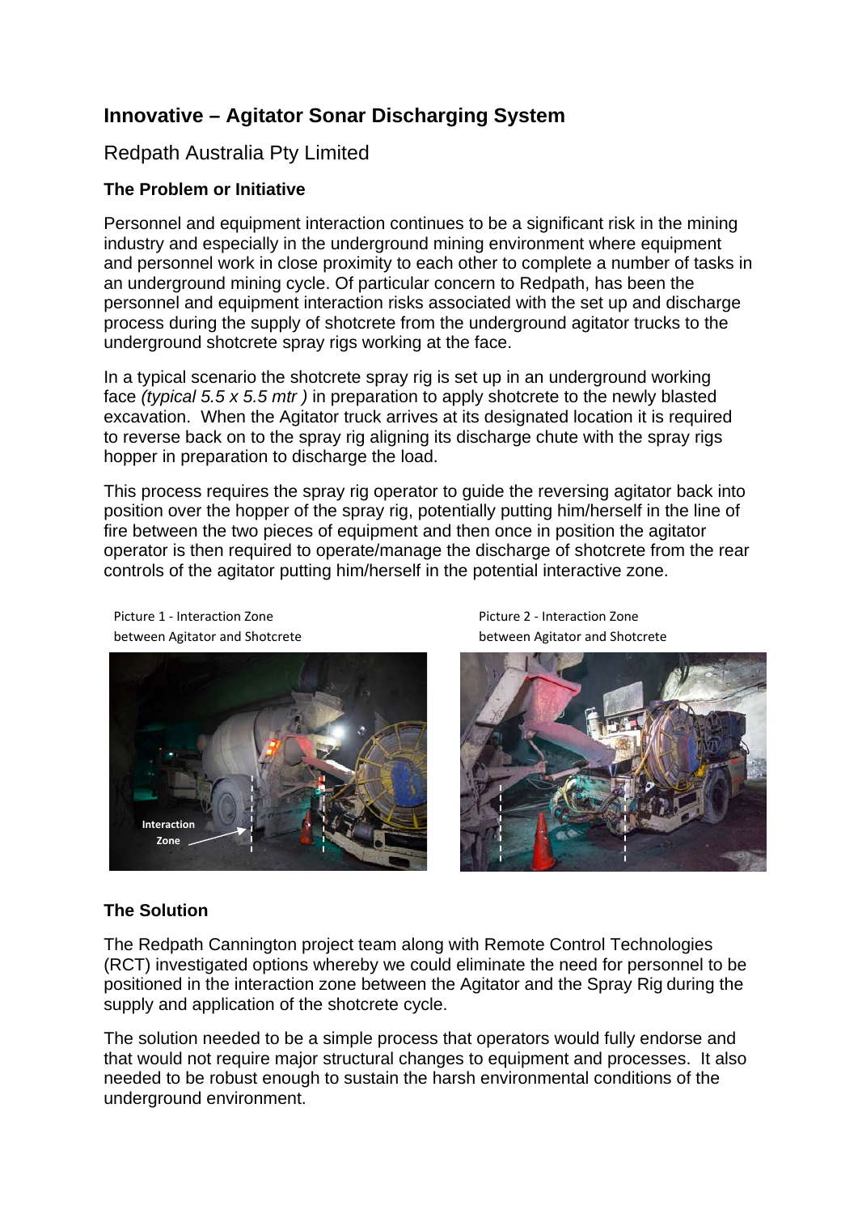# Innovative – Agitator Sonar Discharging System

Redpath Australia Pty Limited

### The Problem or Initiative

Personnel and equipment interaction continues to be a significant risk in the mining industry and especially in the underground mining environment where equipment and personnel work in close proximity to each other to complete a number of tasks in an underground mining cycle. Of particular concern to Redpath, has been the personnel and equipment interaction risks associated with the set up and discharge process during the supply of shotcrete from the underground agitator trucks to the underground shotcrete spray rigs working at the face.

In a typical scenario the shotcrete spray rig is set up in an underground working face *(typical 5.5 x 5.5 mtr )* in preparation to apply shotcrete to the newly blasted excavation. When the Agitator truck arrives at its designated location it is required to reverse back on to the spray rig aligning its discharge chute with the spray rigs hopper in preparation to discharge the load.

This process requires the spray rig operator to guide the reversing agitator back into position over the hopper of the spray rig, potentially putting him/herself in the line of fire between the two pieces of equipment and then once in position the agitator operator is then required to operate/manage the discharge of shotcrete from the rear controls of the agitator putting him/herself in the potential interactive zone.

Picture 1 - Interaction Zone between Agitator and Shotcrete

Picture 2 - Interaction Zone between Agitator and Shotcrete

### The Solution

The Redpath Cannington project team along with Remote Control Technologies (RCT) investigated options whereby we could eliminate the need for personnel to be positioned in the interaction zone between the Agitator and the Spray Rig during the supply and application of the shotcrete cycle.

The solution needed to be a simple process that operators would fully endorse and that would not require major structural changes to equipment and processes. It also needed to be robust enough to sustain the harsh environmental conditions of the underground environment.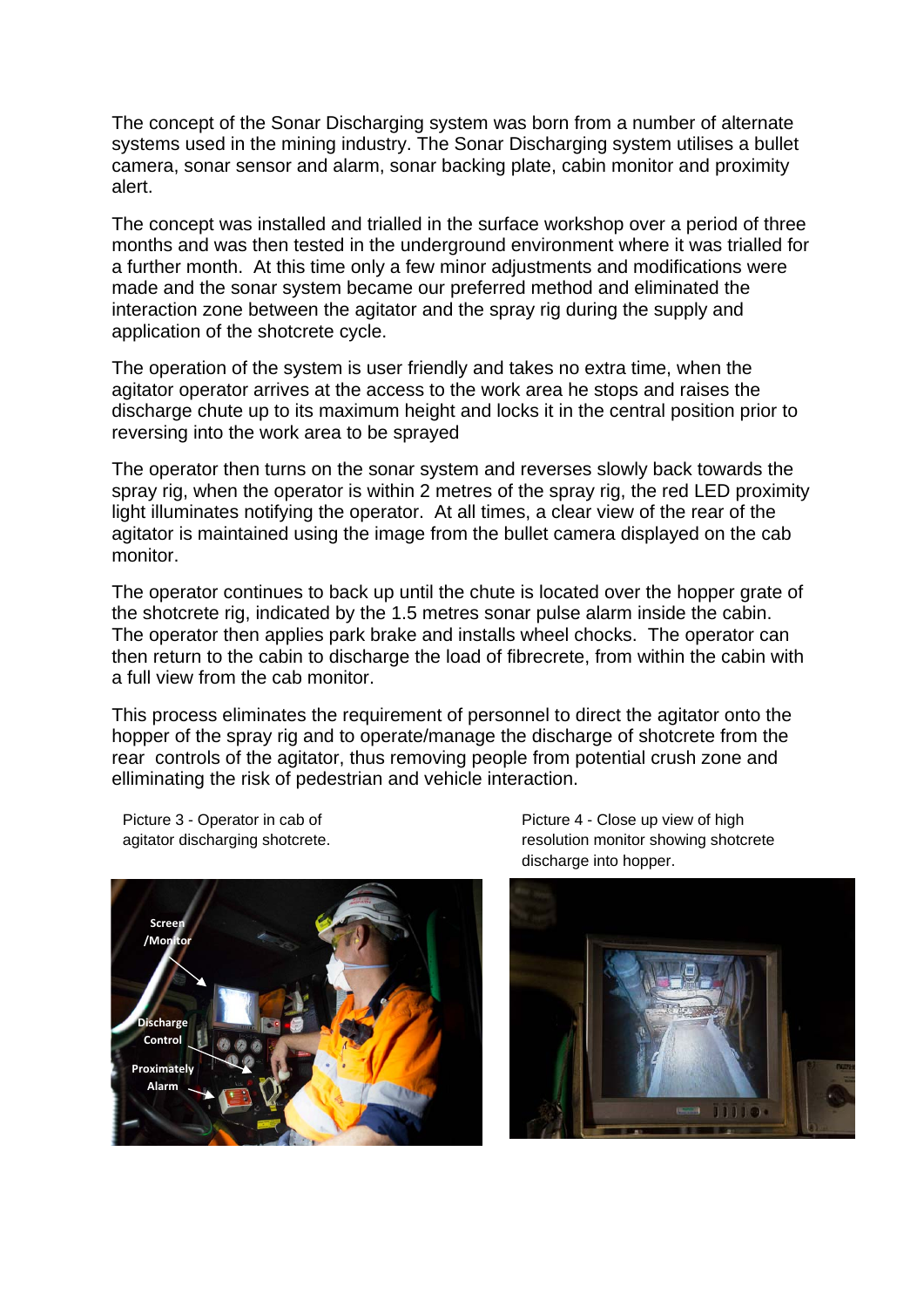The concept of the Sonar Discharging system was born from a number of alternate systems used in the mining industry. The Sonar Discharging system utilises a bullet camera, sonar sensor and alarm, sonar backing plate, cabin monitor and proximity alert.

The concept was installed and trialled in the surface workshop over a period of three months and was then tested in the underground environment where it was trialled for a further month.  At this time only a few minor adjustments and modifications were made and the sonar system became our preferred method and eliminated the interaction zone between the agitator and the spray rig during the supply and application of the shotcrete cycle.

The operation of the system is user friendly and takes no extra time, when the agitator operator arrives at the access to the work area he stops and raises the discharge chute up to its maximum height and locks it in the central position prior to reversing into the work area to be sprayed

The operator then turns on the sonar system and reverses slowly back towards the spray rig, when the operator is within 2 metres of the spray rig, the red LED proximity light illuminates notifying the operator.  At all times, a clear view of the rear of the agitator is maintained using the image from the bullet camera displayed on the cab monitor.

The operator continues to back up until the chute is located over the hopper grate of the shotcrete rig, indicated by the 1.5 metres sonar pulse alarm inside the cabin. The operator then applies park brake and installs wheel chocks.  The operator can then return to the cabin to discharge the load of fibrecrete, from within the cabin with a full view from the cab monitor.

This process eliminates the requirement of personnel to direct the agitator onto the hopper of the spray rig and to operate/manage the discharge of shotcrete from the rear  controls of the agitator, thus removing people from potential crush zone and elliminating the risk of pedestrian and vehicle interaction.

Picture 3 - Operator in cab of agitator discharging shotcrete.

Picture 4 - Close up view of high resolution monitor showing shotcrete discharge into hopper.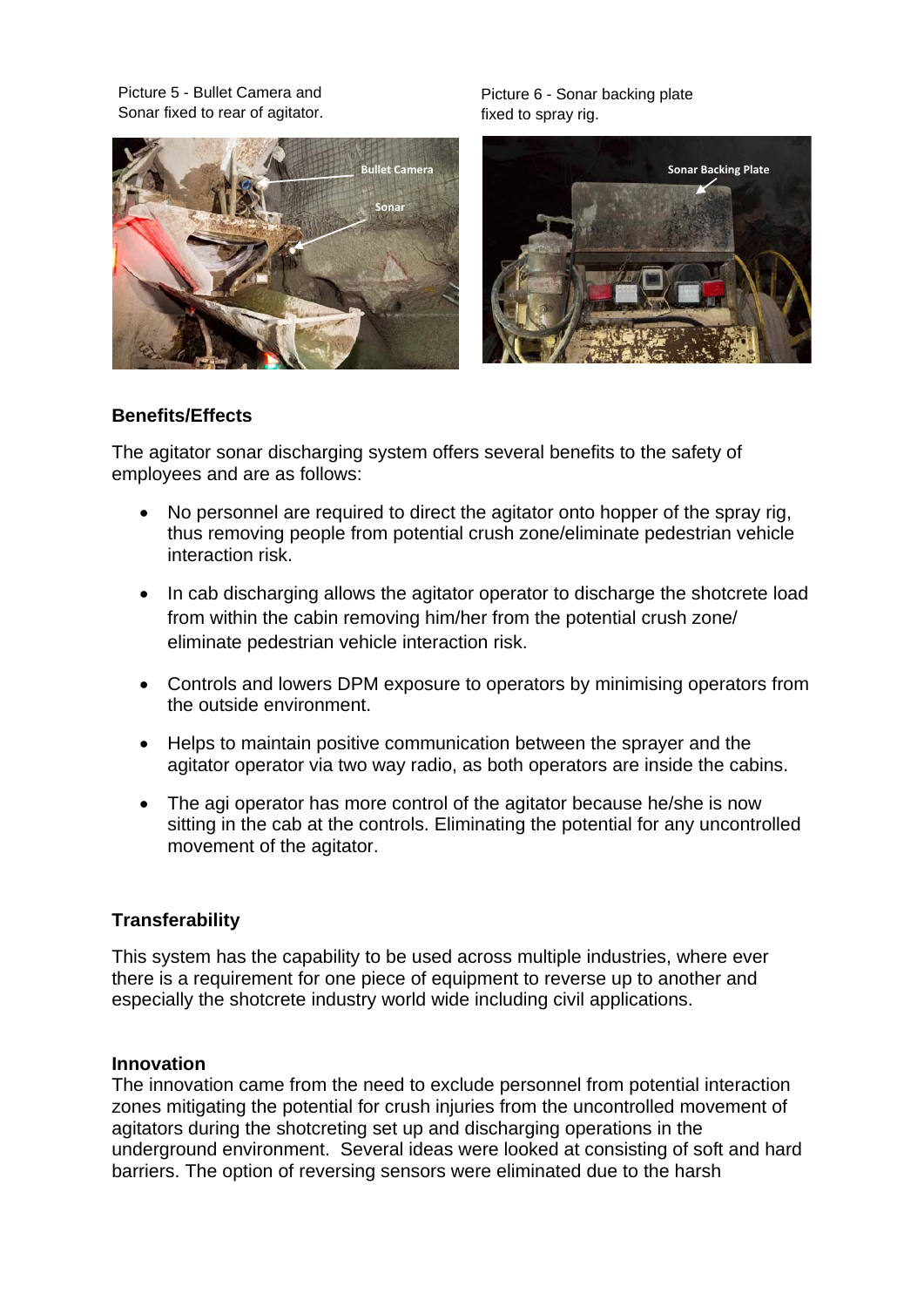Picture 5 - Bullet Camera and Sonar fixed to rear of agitator.

Picture 6 - Sonar backing plate fixed to spray rig.

**Benefits/Effects**

The agitator sonar discharging system offers several benefits to the safety of employees and are as follows:

- No personnel are required to direct the agitator onto hopper of the spray rig, thus removing people from potential crush zone/eliminate pedestrian vehicle interaction risk.
- In cab discharging allows the agitator operator to discharge the shotcrete load from within the cabin removing him/her from the potential crush zone/ eliminate pedestrian vehicle interaction risk.
- Controls and lowers DPM exposure to operators by minimising operators from the outside environment.
- Helps to maintain positive communication between the sprayer and the agitator operator via two way radio, as both operators are inside the cabins.
- The agi operator has more control of the agitator because he/she is now sitting in the cab at the controls. Eliminating the potential for any uncontrolled movement of the agitator.

**Transferability**

This system has the capability to be used across multiple industries, where ever there is a requirement for one piece of equipment to reverse up to another and especially the shotcrete industry world wide including civil applications.

**Innovation**

The innovation came from the need to exclude personnel from potential interaction zones mitigating the potential for crush injuries from the uncontrolled movement of agitators during the shotcreting set up and discharging operations in the underground environment. Several ideas were looked at consisting of soft and hard barriers. The option of reversing sensors were eliminated due to the harsh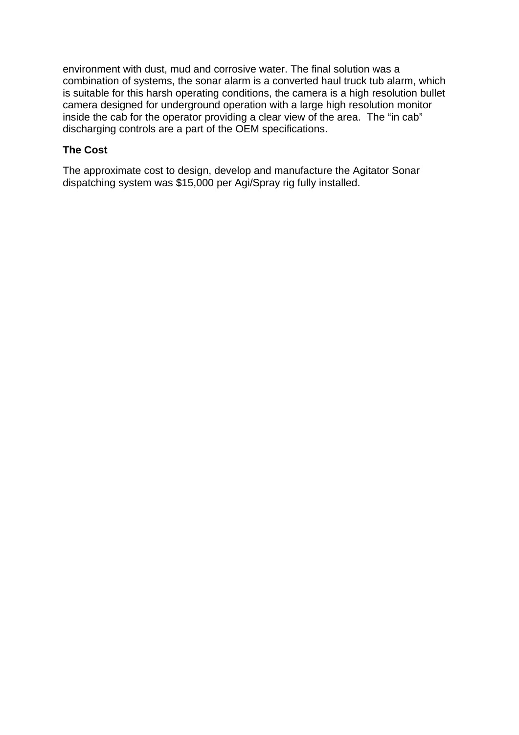environment with dust, mud and corrosive water. The final solution was a combination of systems, the sonar alarm is a converted haul truck tub alarm, which is suitable for this harsh operating conditions, the camera is a high resolution bullet camera designed for underground operation with a large high resolution monitor inside the cab for the operator providing a clear view of the area. The "in cab" discharging controls are a part of the OEM specifications.

**The Cost**

The approximate cost to design, develop and manufacture the Agitator Sonar dispatching system was $15,000 per Agi/Spray rig fully installed.